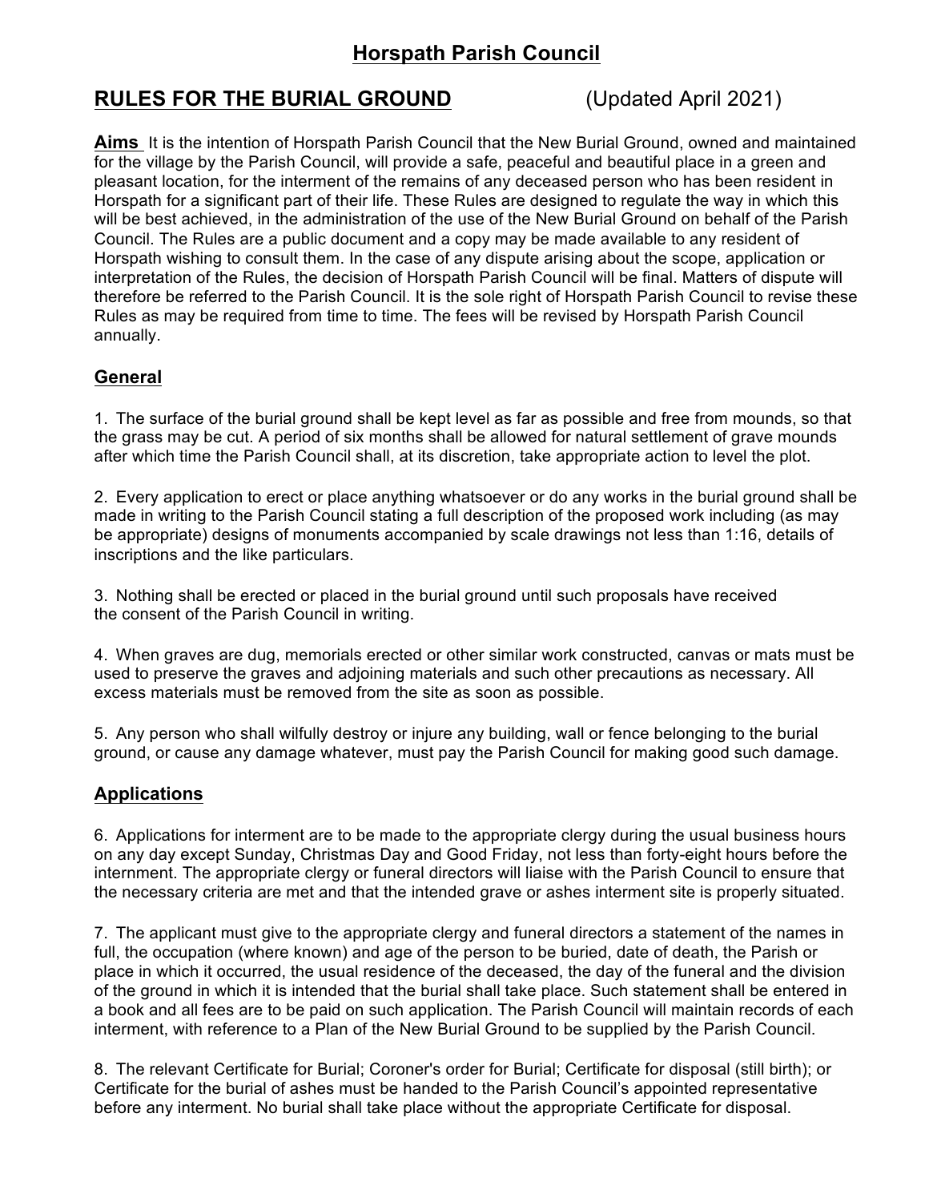# Horspath Parish Council

## RULES FOR THE BURIAL GROUND (Updated April 2021)

**Aims** It is the intention of Horspath Parish Council that the New Burial Ground, owned and maintained for the village by the Parish Council, will provide a safe, peaceful and beautiful place in a green and pleasant location, for the interment of the remains of any deceased person who has been resident in Horspath for a significant part of their life. These Rules are designed to regulate the way in which this will be best achieved, in the administration of the use of the New Burial Ground on behalf of the Parish Council. The Rules are a public document and a copy may be made available to any resident of Horspath wishing to consult them. In the case of any dispute arising about the scope, application or interpretation of the Rules, the decision of Horspath Parish Council will be final. Matters of dispute will therefore be referred to the Parish Council. It is the sole right of Horspath Parish Council to revise these Rules as may be required from time to time. The fees will be revised by Horspath Parish Council annually.

### General

1. The surface of the burial ground shall be kept level as far as possible and free from mounds, so that the grass may be cut. A period of six months shall be allowed for natural settlement of grave mounds after which time the Parish Council shall, at its discretion, take appropriate action to level the plot.

2. Every application to erect or place anything whatsoever or do any works in the burial ground shall be made in writing to the Parish Council stating a full description of the proposed work including (as may be appropriate) designs of monuments accompanied by scale drawings not less than 1:16, details of inscriptions and the like particulars.

3. Nothing shall be erected or placed in the burial ground until such proposals have received the consent of the Parish Council in writing.

4. When graves are dug, memorials erected or other similar work constructed, canvas or mats must be used to preserve the graves and adjoining materials and such other precautions as necessary. All excess materials must be removed from the site as soon as possible.

5. Any person who shall wilfully destroy or injure any building, wall or fence belonging to the burial ground, or cause any damage whatever, must pay the Parish Council for making good such damage.

### Applications

6. Applications for interment are to be made to the appropriate clergy during the usual business hours on any day except Sunday, Christmas Day and Good Friday, not less than forty-eight hours before the internment. The appropriate clergy or funeral directors will liaise with the Parish Council to ensure that the necessary criteria are met and that the intended grave or ashes interment site is properly situated.

7. The applicant must give to the appropriate clergy and funeral directors a statement of the names in full, the occupation (where known) and age of the person to be buried, date of death, the Parish or place in which it occurred, the usual residence of the deceased, the day of the funeral and the division of the ground in which it is intended that the burial shall take place. Such statement shall be entered in a book and all fees are to be paid on such application. The Parish Council will maintain records of each interment, with reference to a Plan of the New Burial Ground to be supplied by the Parish Council.

8. The relevant Certificate for Burial; Coroner's order for Burial; Certificate for disposal (still birth); or Certificate for the burial of ashes must be handed to the Parish Council's appointed representative before any interment. No burial shall take place without the appropriate Certificate for disposal.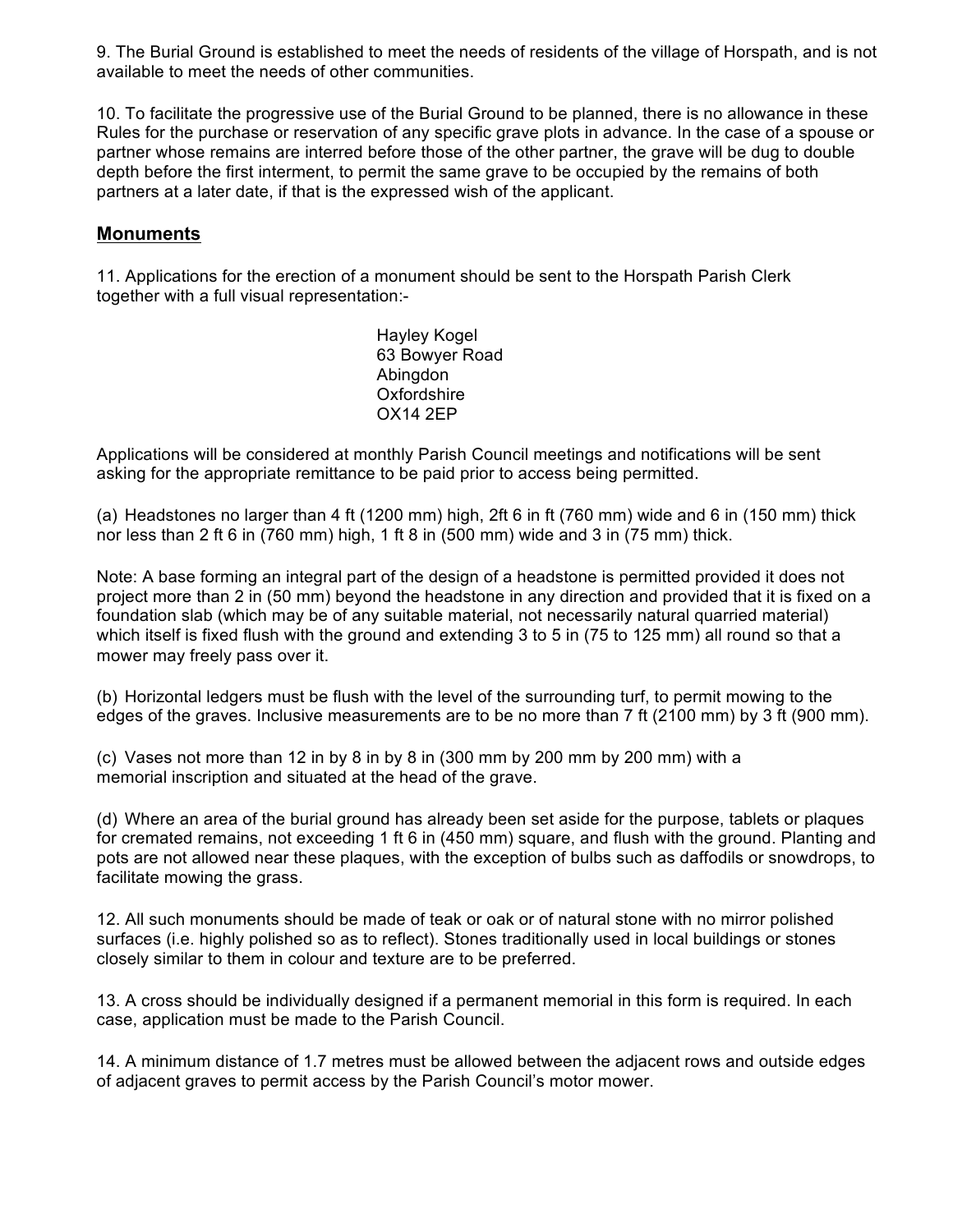9. The Burial Ground is established to meet the needs of residents of the village of Horspath, and is not available to meet the needs of other communities.

10. To facilitate the progressive use of the Burial Ground to be planned, there is no allowance in these Rules for the purchase or reservation of any specific grave plots in advance. In the case of a spouse or partner whose remains are interred before those of the other partner, the grave will be dug to double depth before the first interment, to permit the same grave to be occupied by the remains of both partners at a later date, if that is the expressed wish of the applicant.

## Monuments

11. Applications for the erection of a monument should be sent to the Horspath Parish Clerk together with a full visual representation:-

Hayley Kogel
63 Bowyer Road
Abingdon
Oxfordshire
OX14 2EP

Applications will be considered at monthly Parish Council meetings and notifications will be sent asking for the appropriate remittance to be paid prior to access being permitted.

(a) Headstones no larger than 4 ft (1200 mm) high, 2ft 6 in ft (760 mm) wide and 6 in (150 mm) thick nor less than 2 ft 6 in (760 mm) high, 1 ft 8 in (500 mm) wide and 3 in (75 mm) thick.

Note: A base forming an integral part of the design of a headstone is permitted provided it does not project more than 2 in (50 mm) beyond the headstone in any direction and provided that it is fixed on a foundation slab (which may be of any suitable material, not necessarily natural quarried material) which itself is fixed flush with the ground and extending 3 to 5 in (75 to 125 mm) all round so that a mower may freely pass over it.

(b) Horizontal ledgers must be flush with the level of the surrounding turf, to permit mowing to the edges of the graves. Inclusive measurements are to be no more than 7 ft (2100 mm) by 3 ft (900 mm).

(c) Vases not more than 12 in by 8 in by 8 in (300 mm by 200 mm by 200 mm) with a memorial inscription and situated at the head of the grave.

(d) Where an area of the burial ground has already been set aside for the purpose, tablets or plaques for cremated remains, not exceeding 1 ft 6 in (450 mm) square, and flush with the ground. Planting and pots are not allowed near these plaques, with the exception of bulbs such as daffodils or snowdrops, to facilitate mowing the grass.

12. All such monuments should be made of teak or oak or of natural stone with no mirror polished surfaces (i.e. highly polished so as to reflect). Stones traditionally used in local buildings or stones closely similar to them in colour and texture are to be preferred.

13. A cross should be individually designed if a permanent memorial in this form is required. In each case, application must be made to the Parish Council.

14. A minimum distance of 1.7 metres must be allowed between the adjacent rows and outside edges of adjacent graves to permit access by the Parish Council's motor mower.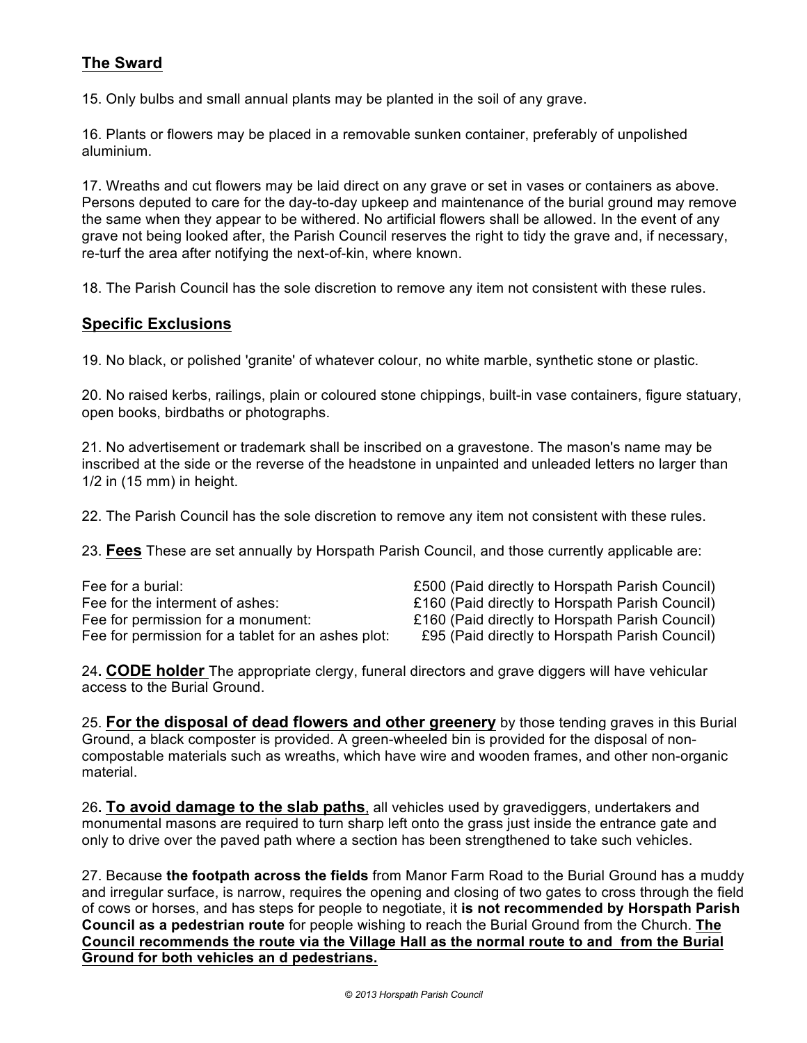## The Sward

15. Only bulbs and small annual plants may be planted in the soil of any grave.

16. Plants or flowers may be placed in a removable sunken container, preferably of unpolished aluminium.

17. Wreaths and cut flowers may be laid direct on any grave or set in vases or containers as above. Persons deputed to care for the day-to-day upkeep and maintenance of the burial ground may remove the same when they appear to be withered. No artificial flowers shall be allowed. In the event of any grave not being looked after, the Parish Council reserves the right to tidy the grave and, if necessary, re-turf the area after notifying the next-of-kin, where known.

18. The Parish Council has the sole discretion to remove any item not consistent with these rules.

## Specific Exclusions

19. No black, or polished 'granite' of whatever colour, no white marble, synthetic stone or plastic.

20. No raised kerbs, railings, plain or coloured stone chippings, built-in vase containers, figure statuary, open books, birdbaths or photographs.

21. No advertisement or trademark shall be inscribed on a gravestone. The mason's name may be inscribed at the side or the reverse of the headstone in unpainted and unleaded letters no larger than 1/2 in (15 mm) in height.

22. The Parish Council has the sole discretion to remove any item not consistent with these rules.

23. **Fees** These are set annually by Horspath Parish Council, and those currently applicable are:

| | |
|---|---|
| Fee for a burial: | £500 (Paid directly to Horspath Parish Council) |
| Fee for the interment of ashes: | £160 (Paid directly to Horspath Parish Council) |
| Fee for permission for a monument: | £160 (Paid directly to Horspath Parish Council) |
| Fee for permission for a tablet for an ashes plot: | £95 (Paid directly to Horspath Parish Council) |

24**. CODE holder** The appropriate clergy, funeral directors and grave diggers will have vehicular access to the Burial Ground.

25. **For the disposal of dead flowers and other greenery** by those tending graves in this Burial Ground, a black composter is provided. A green-wheeled bin is provided for the disposal of non-compostable materials such as wreaths, which have wire and wooden frames, and other non-organic material.

26**. To avoid damage to the slab paths**, all vehicles used by gravediggers, undertakers and monumental masons are required to turn sharp left onto the grass just inside the entrance gate and only to drive over the paved path where a section has been strengthened to take such vehicles.

27. Because **the footpath across the fields** from Manor Farm Road to the Burial Ground has a muddy and irregular surface, is narrow, requires the opening and closing of two gates to cross through the field of cows or horses, and has steps for people to negotiate, it **is not recommended by Horspath Parish Council as a pedestrian route** for people wishing to reach the Burial Ground from the Church. **The Council recommends the route via the Village Hall as the normal route to and from the Burial Ground for both vehicles an d pedestrians.**

*© 2013 Horspath Parish Council*